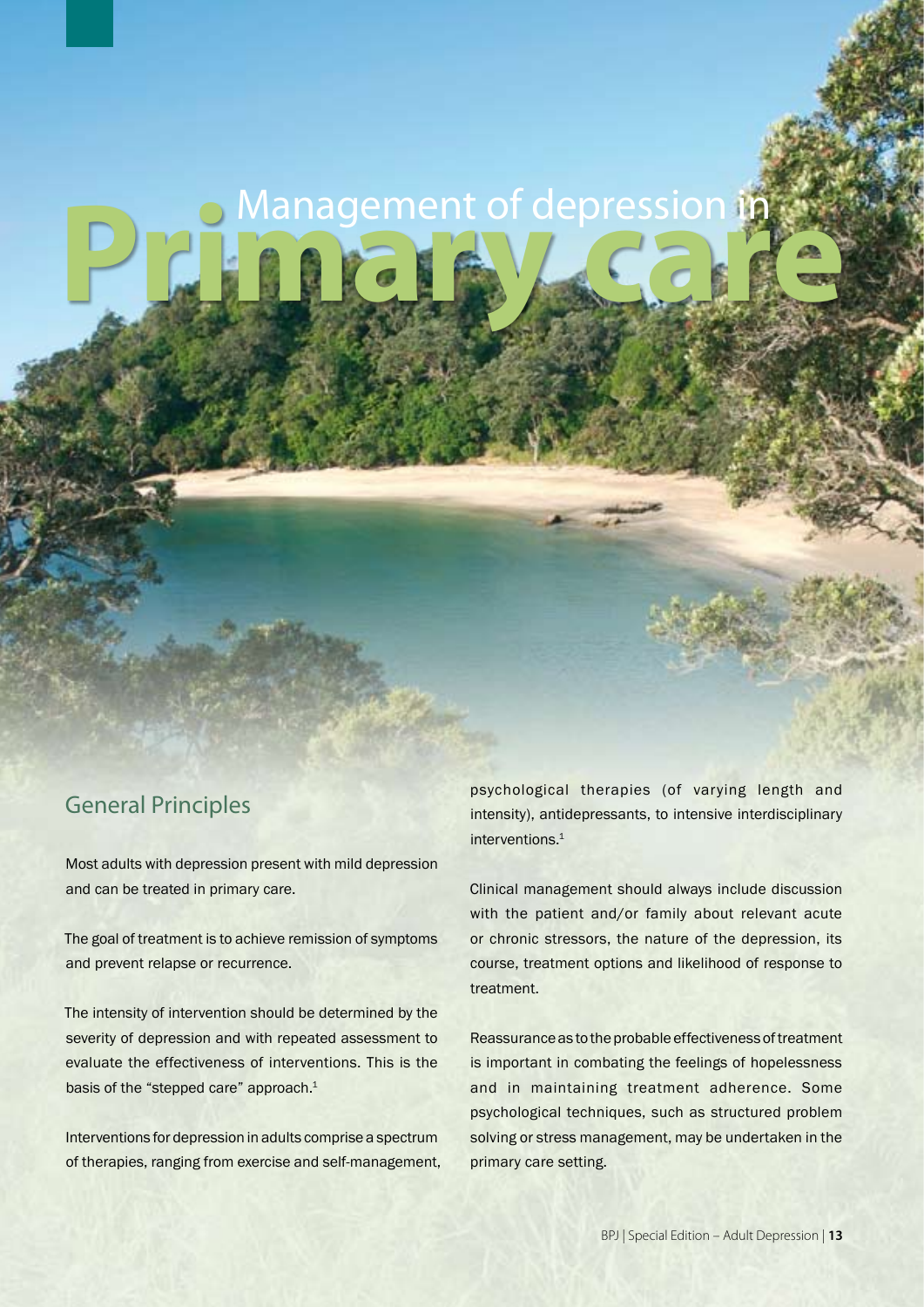# Management of depression in Primary care

## General Principles

Most adults with depression present with mild depression and can be treated in primary care.

The goal of treatment is to achieve remission of symptoms and prevent relapse or recurrence.

The intensity of intervention should be determined by the severity of depression and with repeated assessment to evaluate the effectiveness of interventions. This is the basis of the "stepped care" approach.[1]

Interventions for depression in adults comprise a spectrum of therapies, ranging from exercise and self-management, psychological therapies (of varying length and intensity), antidepressants, to intensive interdisciplinary interventions.[1]

Clinical management should always include discussion with the patient and/or family about relevant acute or chronic stressors, the nature of the depression, its course, treatment options and likelihood of response to treatment.

Reassurance as to the probable effectiveness of treatment is important in combating the feelings of hopelessness and in maintaining treatment adherence. Some psychological techniques, such as structured problem solving or stress management, may be undertaken in the primary care setting.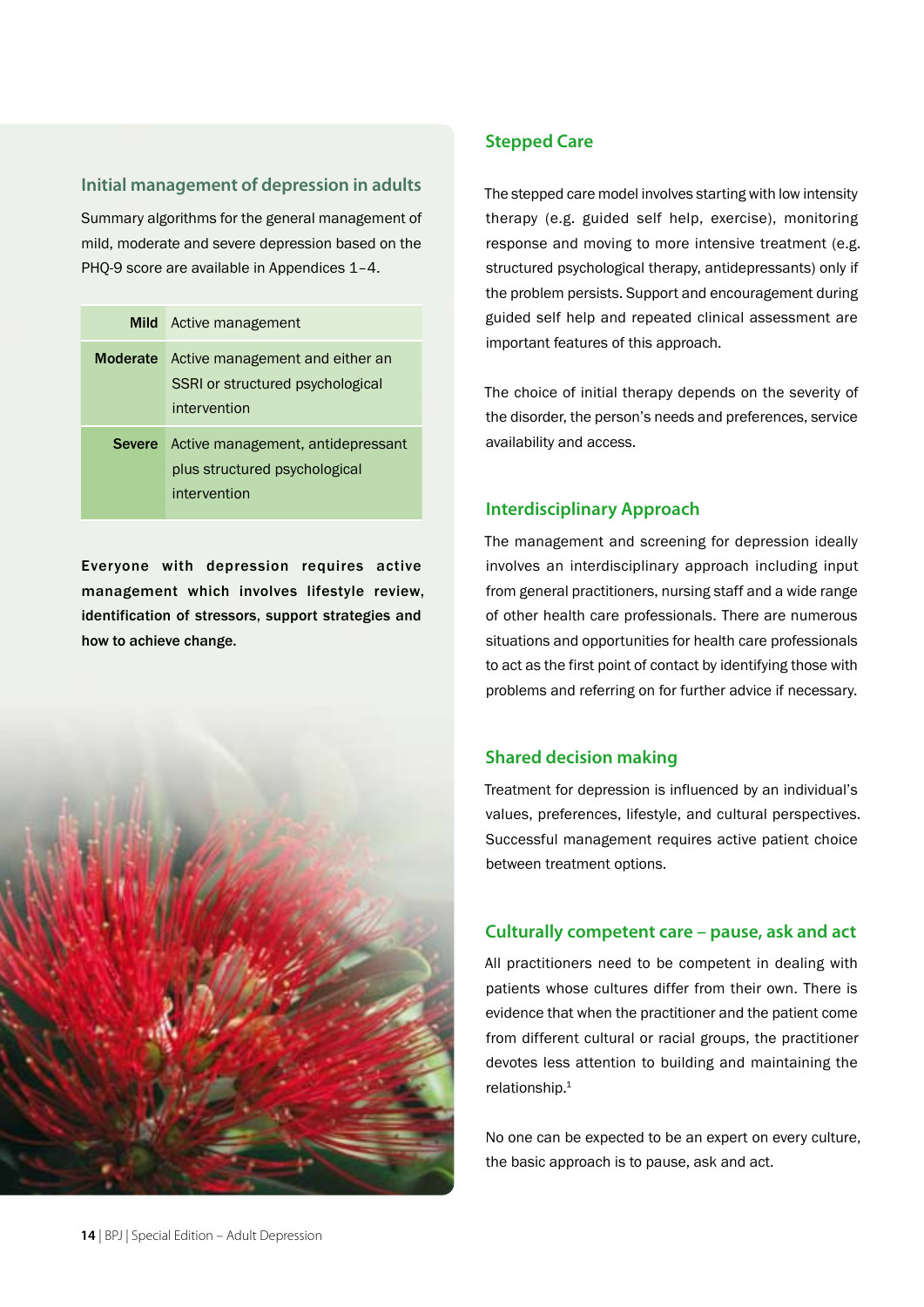## Initial management of depression in adults

Summary algorithms for the general management of mild, moderate and severe depression based on the PHQ-9 score are available in Appendices 1–4.

| | |
|---|---|
| **Mild** | Active management |
| **Moderate** | Active management and either an SSRI or structured psychological intervention |
| **Severe** | Active management, antidepressant plus structured psychological intervention |

**Everyone with depression requires active management which involves lifestyle review, identification of stressors, support strategies and how to achieve change.**

## Stepped Care

The stepped care model involves starting with low intensity therapy (e.g. guided self help, exercise), monitoring response and moving to more intensive treatment (e.g. structured psychological therapy, antidepressants) only if the problem persists. Support and encouragement during guided self help and repeated clinical assessment are important features of this approach.

The choice of initial therapy depends on the severity of the disorder, the person's needs and preferences, service availability and access.

## Interdisciplinary Approach

The management and screening for depression ideally involves an interdisciplinary approach including input from general practitioners, nursing staff and a wide range of other health care professionals. There are numerous situations and opportunities for health care professionals to act as the first point of contact by identifying those with problems and referring on for further advice if necessary.

## Shared decision making

Treatment for depression is influenced by an individual's values, preferences, lifestyle, and cultural perspectives. Successful management requires active patient choice between treatment options.

## Culturally competent care – pause, ask and act

All practitioners need to be competent in dealing with patients whose cultures differ from their own. There is evidence that when the practitioner and the patient come from different cultural or racial groups, the practitioner devotes less attention to building and maintaining the relationship.[1]

No one can be expected to be an expert on every culture, the basic approach is to pause, ask and act.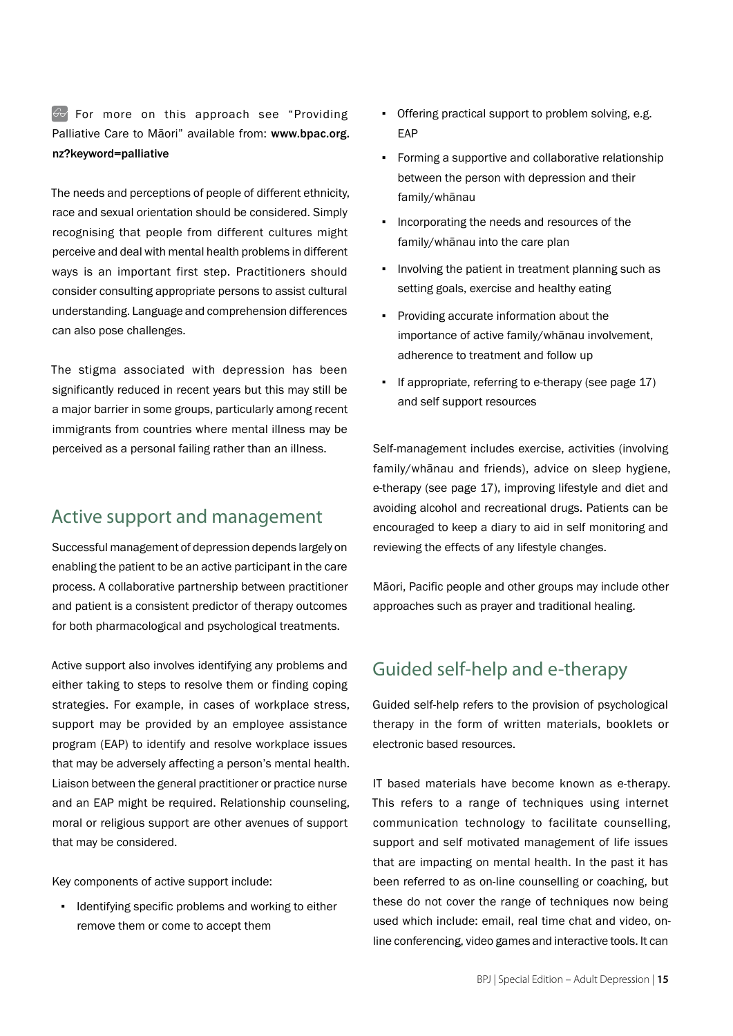For more on this approach see "Providing Palliative Care to Māori" available from: **www.bpac.org.nz?keyword=palliative**

The needs and perceptions of people of different ethnicity, race and sexual orientation should be considered. Simply recognising that people from different cultures might perceive and deal with mental health problems in different ways is an important first step. Practitioners should consider consulting appropriate persons to assist cultural understanding. Language and comprehension differences can also pose challenges.

The stigma associated with depression has been significantly reduced in recent years but this may still be a major barrier in some groups, particularly among recent immigrants from countries where mental illness may be perceived as a personal failing rather than an illness.

## Active support and management

Successful management of depression depends largely on enabling the patient to be an active participant in the care process. A collaborative partnership between practitioner and patient is a consistent predictor of therapy outcomes for both pharmacological and psychological treatments.

Active support also involves identifying any problems and either taking to steps to resolve them or finding coping strategies. For example, in cases of workplace stress, support may be provided by an employee assistance program (EAP) to identify and resolve workplace issues that may be adversely affecting a person's mental health. Liaison between the general practitioner or practice nurse and an EAP might be required. Relationship counseling, moral or religious support are other avenues of support that may be considered.

Key components of active support include:

- Identifying specific problems and working to either remove them or come to accept them
- Offering practical support to problem solving, e.g. EAP
- Forming a supportive and collaborative relationship between the person with depression and their family/whānau
- Incorporating the needs and resources of the family/whānau into the care plan
- Involving the patient in treatment planning such as setting goals, exercise and healthy eating
- Providing accurate information about the importance of active family/whānau involvement, adherence to treatment and follow up
- If appropriate, referring to e-therapy (see page 17) and self support resources

Self-management includes exercise, activities (involving family/whānau and friends), advice on sleep hygiene, e-therapy (see page 17), improving lifestyle and diet and avoiding alcohol and recreational drugs. Patients can be encouraged to keep a diary to aid in self monitoring and reviewing the effects of any lifestyle changes.

Māori, Pacific people and other groups may include other approaches such as prayer and traditional healing.

## Guided self-help and e-therapy

Guided self-help refers to the provision of psychological therapy in the form of written materials, booklets or electronic based resources.

IT based materials have become known as e-therapy. This refers to a range of techniques using internet communication technology to facilitate counselling, support and self motivated management of life issues that are impacting on mental health. In the past it has been referred to as on-line counselling or coaching, but these do not cover the range of techniques now being used which include: email, real time chat and video, on-line conferencing, video games and interactive tools. It can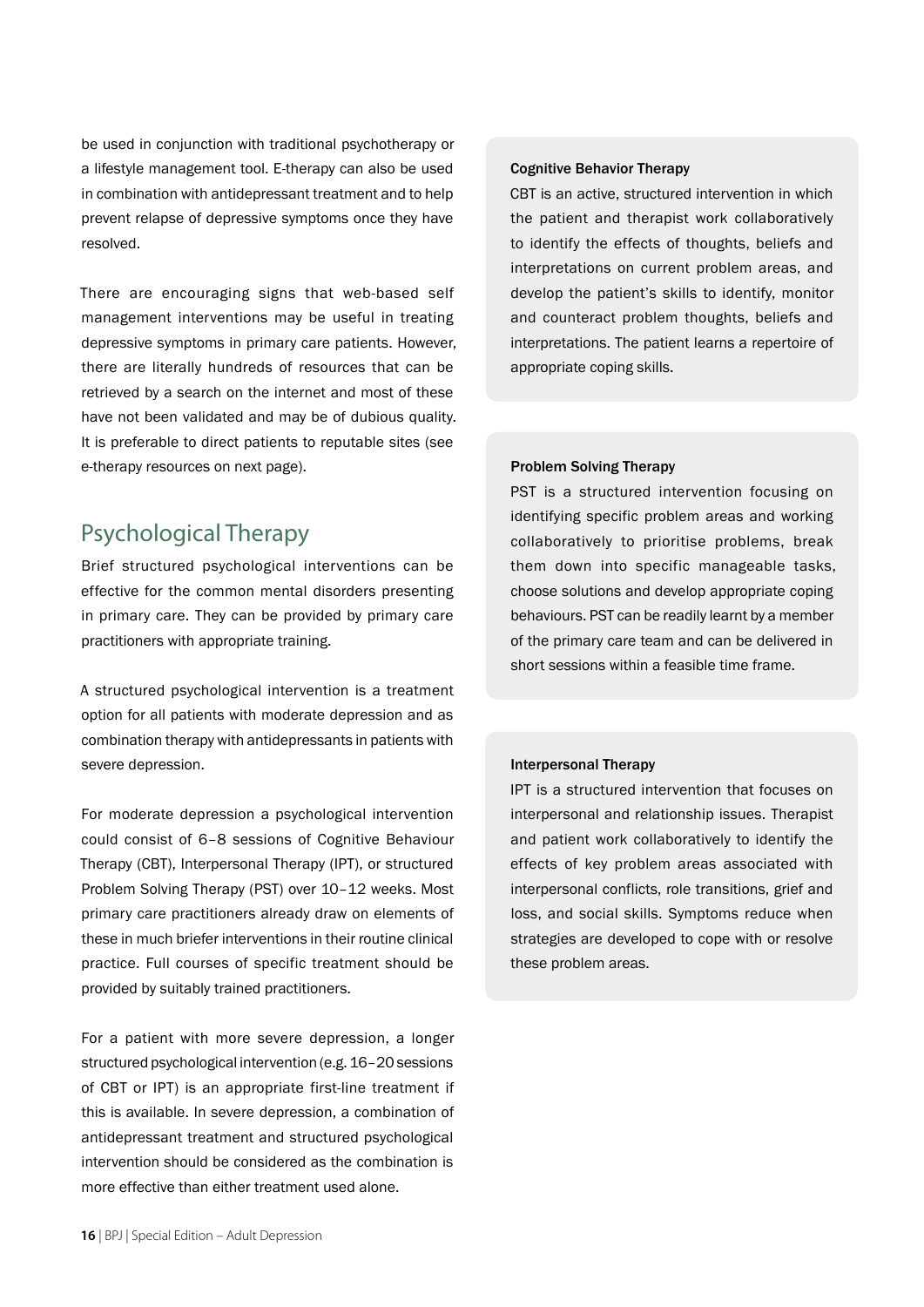be used in conjunction with traditional psychotherapy or a lifestyle management tool. E-therapy can also be used in combination with antidepressant treatment and to help prevent relapse of depressive symptoms once they have resolved.

There are encouraging signs that web-based self management interventions may be useful in treating depressive symptoms in primary care patients. However, there are literally hundreds of resources that can be retrieved by a search on the internet and most of these have not been validated and may be of dubious quality. It is preferable to direct patients to reputable sites (see e-therapy resources on next page).

## Psychological Therapy

Brief structured psychological interventions can be effective for the common mental disorders presenting in primary care. They can be provided by primary care practitioners with appropriate training.

A structured psychological intervention is a treatment option for all patients with moderate depression and as combination therapy with antidepressants in patients with severe depression.

For moderate depression a psychological intervention could consist of 6–8 sessions of Cognitive Behaviour Therapy (CBT), Interpersonal Therapy (IPT), or structured Problem Solving Therapy (PST) over 10–12 weeks. Most primary care practitioners already draw on elements of these in much briefer interventions in their routine clinical practice. Full courses of specific treatment should be provided by suitably trained practitioners.

For a patient with more severe depression, a longer structured psychological intervention (e.g. 16–20 sessions of CBT or IPT) is an appropriate first-line treatment if this is available. In severe depression, a combination of antidepressant treatment and structured psychological intervention should be considered as the combination is more effective than either treatment used alone.

**Cognitive Behavior Therapy**

CBT is an active, structured intervention in which the patient and therapist work collaboratively to identify the effects of thoughts, beliefs and interpretations on current problem areas, and develop the patient's skills to identify, monitor and counteract problem thoughts, beliefs and interpretations. The patient learns a repertoire of appropriate coping skills.

**Problem Solving Therapy**

PST is a structured intervention focusing on identifying specific problem areas and working collaboratively to prioritise problems, break them down into specific manageable tasks, choose solutions and develop appropriate coping behaviours. PST can be readily learnt by a member of the primary care team and can be delivered in short sessions within a feasible time frame.

**Interpersonal Therapy**

IPT is a structured intervention that focuses on interpersonal and relationship issues. Therapist and patient work collaboratively to identify the effects of key problem areas associated with interpersonal conflicts, role transitions, grief and loss, and social skills. Symptoms reduce when strategies are developed to cope with or resolve these problem areas.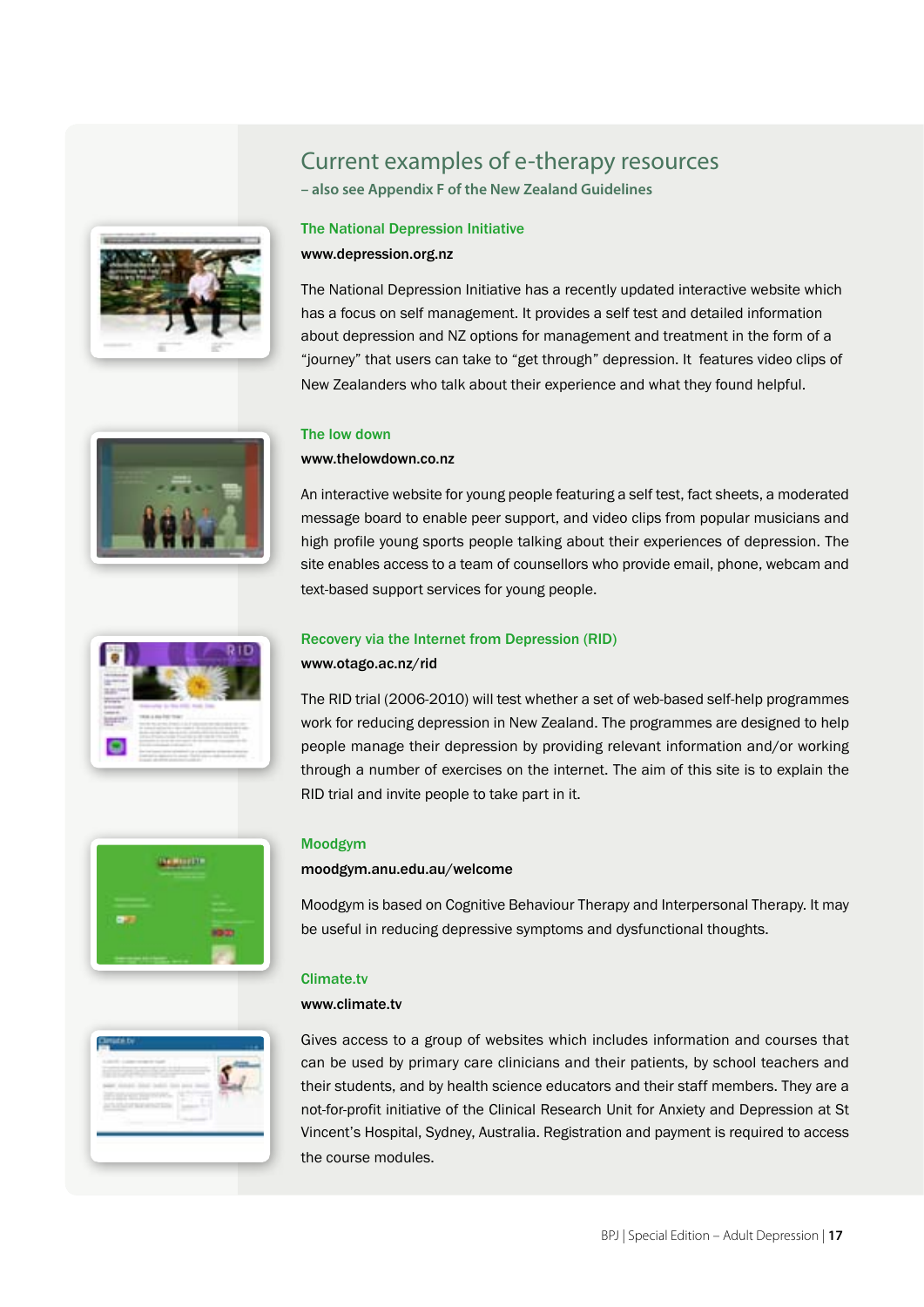## Current examples of e-therapy resources

**– also see Appendix F of the New Zealand Guidelines**

### The National Depression Initiative

**www.depression.org.nz**

The National Depression Initiative has a recently updated interactive website which has a focus on self management. It provides a self test and detailed information about depression and NZ options for management and treatment in the form of a "journey" that users can take to "get through" depression. It features video clips of New Zealanders who talk about their experience and what they found helpful.

### The low down

**www.thelowdown.co.nz**

An interactive website for young people featuring a self test, fact sheets, a moderated message board to enable peer support, and video clips from popular musicians and high profile young sports people talking about their experiences of depression. The site enables access to a team of counsellors who provide email, phone, webcam and text-based support services for young people.

### Recovery via the Internet from Depression (RID)

**www.otago.ac.nz/rid**

The RID trial (2006-2010) will test whether a set of web-based self-help programmes work for reducing depression in New Zealand. The programmes are designed to help people manage their depression by providing relevant information and/or working through a number of exercises on the internet. The aim of this site is to explain the RID trial and invite people to take part in it.

### Moodgym

**moodgym.anu.edu.au/welcome**

Moodgym is based on Cognitive Behaviour Therapy and Interpersonal Therapy. It may be useful in reducing depressive symptoms and dysfunctional thoughts.

### Climate.tv

**www.climate.tv**

Gives access to a group of websites which includes information and courses that can be used by primary care clinicians and their patients, by school teachers and their students, and by health science educators and their staff members. They are a not-for-profit initiative of the Clinical Research Unit for Anxiety and Depression at St Vincent's Hospital, Sydney, Australia. Registration and payment is required to access the course modules.